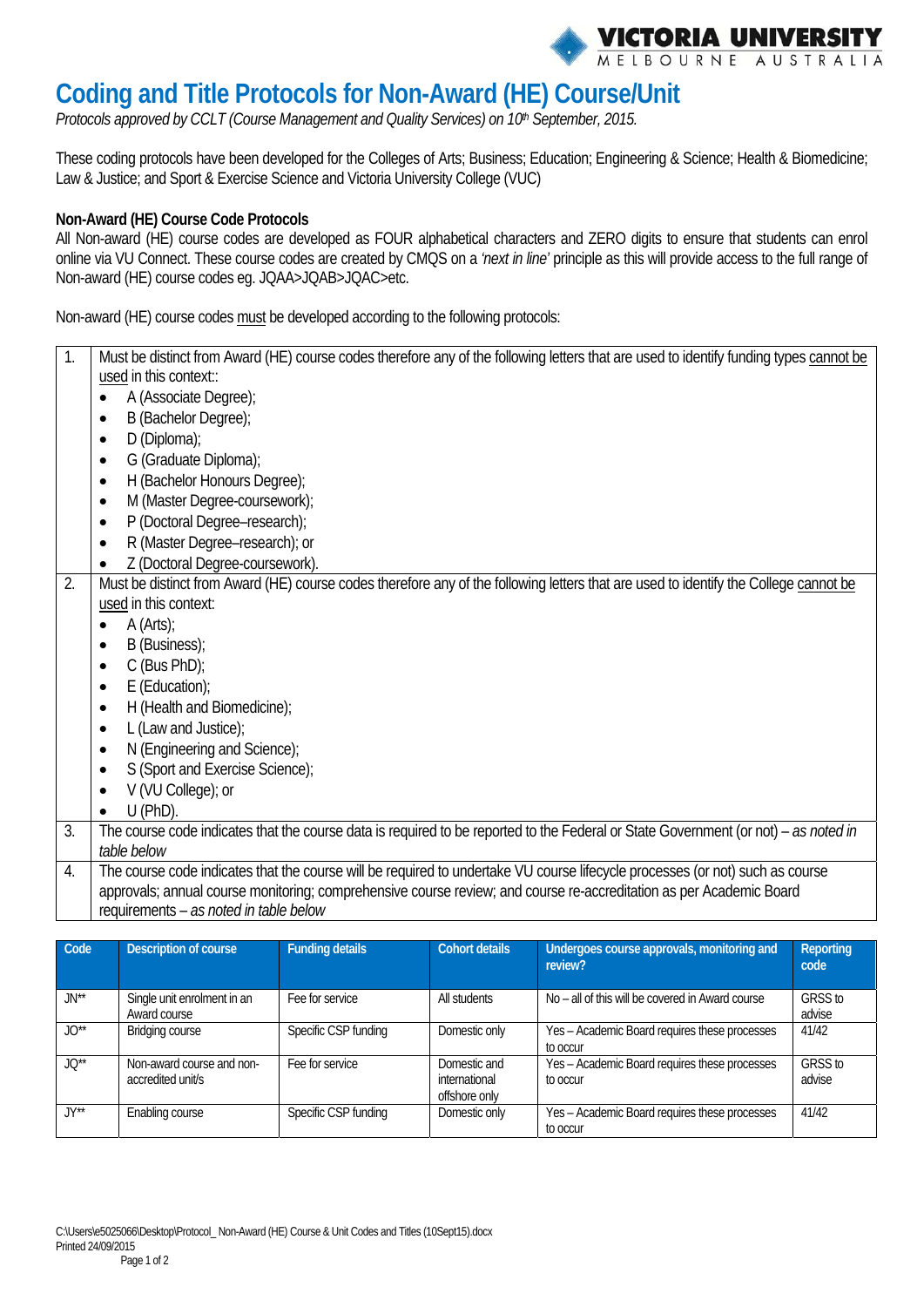# Coding and Title Protocols for Non-Award (HE) Course/Unit

*Protocols approved by CCLT (Course Management and Quality Services) on 10th September, 2015.*

These coding protocols have been developed for the Colleges of Arts; Business; Education; Engineering & Science; Health & Biomedicine; Law & Justice; and Sport & Exercise Science and Victoria University College (VUC)

**Non-Award (HE) Course Code Protocols**

All Non-award (HE) course codes are developed as FOUR alphabetical characters and ZERO digits to ensure that students can enrol online via VU Connect. These course codes are created by CMQS on a *'next in line'* principle as this will provide access to the full range of Non-award (HE) course codes eg. JQAA>JQAB>JQAC>etc.

Non-award (HE) course codes must be developed according to the following protocols:

| | |
|---|---|
| 1. | Must be distinct from Award (HE) course codes therefore any of the following letters that are used to identify funding types cannot be used in this context::<br>• A (Associate Degree);<br>• B (Bachelor Degree);<br>• D (Diploma);<br>• G (Graduate Diploma);<br>• H (Bachelor Honours Degree);<br>• M (Master Degree-coursework);<br>• P (Doctoral Degree–research);<br>• R (Master Degree–research); or<br>• Z (Doctoral Degree-coursework). |
| 2. | Must be distinct from Award (HE) course codes therefore any of the following letters that are used to identify the College cannot be used in this context:<br>• A (Arts);<br>• B (Business);<br>• C (Bus PhD);<br>• E (Education);<br>• H (Health and Biomedicine);<br>• L (Law and Justice);<br>• N (Engineering and Science);<br>• S (Sport and Exercise Science);<br>• V (VU College); or<br>• U (PhD). |
| 3. | The course code indicates that the course data is required to be reported to the Federal or State Government (or not) – *as noted in table below* |
| 4. | The course code indicates that the course will be required to undertake VU course lifecycle processes (or not) such as course approvals; annual course monitoring; comprehensive course review; and course re-accreditation as per Academic Board requirements – *as noted in table below* |

| Code | Description of course | Funding details | Cohort details | Undergoes course approvals, monitoring and review? | Reporting code |
|---|---|---|---|---|---|
| JN** | Single unit enrolment in an Award course | Fee for service | All students | No – all of this will be covered in Award course | GRSS to advise |
| JO** | Bridging course | Specific CSP funding | Domestic only | Yes – Academic Board requires these processes to occur | 41/42 |
| JQ** | Non-award course and non-accredited unit/s | Fee for service | Domestic and international offshore only | Yes – Academic Board requires these processes to occur | GRSS to advise |
| JY** | Enabling course | Specific CSP funding | Domestic only | Yes – Academic Board requires these processes to occur | 41/42 |

C:\Users\e5025066\Desktop\Protocol_ Non-Award (HE) Course & Unit Codes and Titles (10Sept15).docx
Printed 24/09/2015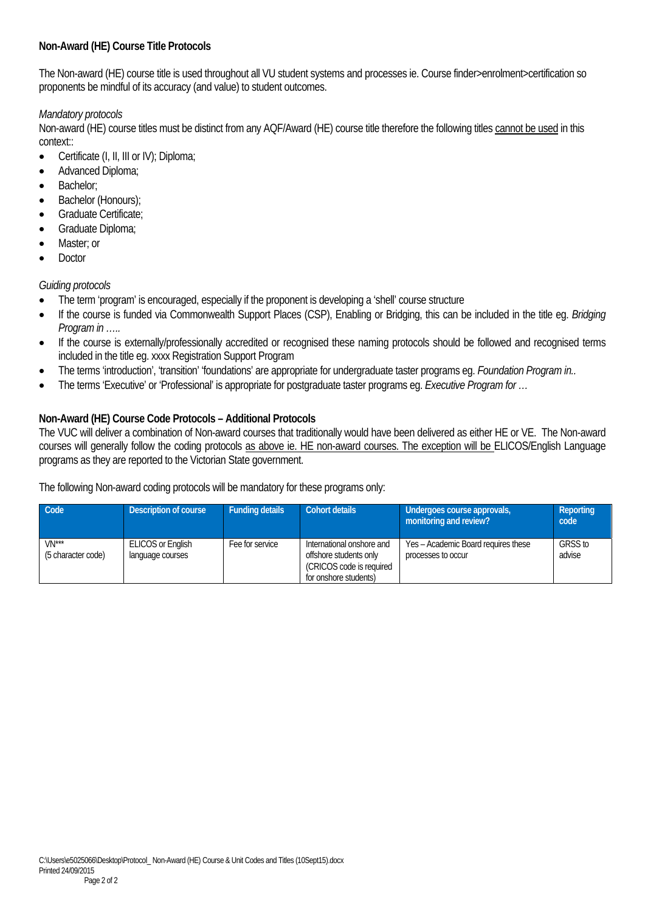### Non-Award (HE) Course Title Protocols

The Non-award (HE) course title is used throughout all VU student systems and processes ie. Course finder>enrolment>certification so proponents be mindful of its accuracy (and value) to student outcomes.

*Mandatory protocols*

Non-award (HE) course titles must be distinct from any AQF/Award (HE) course title therefore the following titles <u>cannot be used</u> in this context::

- Certificate (I, II, III or IV); Diploma;
- Advanced Diploma;
- Bachelor;
- Bachelor (Honours);
- Graduate Certificate;
- Graduate Diploma;
- Master; or
- Doctor

*Guiding protocols*

- The term 'program' is encouraged, especially if the proponent is developing a 'shell' course structure
- If the course is funded via Commonwealth Support Places (CSP), Enabling or Bridging, this can be included in the title eg. *Bridging Program in …..*
- If the course is externally/professionally accredited or recognised these naming protocols should be followed and recognised terms included in the title eg. xxxx Registration Support Program
- The terms 'introduction', 'transition' 'foundations' are appropriate for undergraduate taster programs eg. *Foundation Program in..*
- The terms 'Executive' or 'Professional' is appropriate for postgraduate taster programs eg. *Executive Program for …*

### Non-Award (HE) Course Code Protocols – Additional Protocols

The VUC will deliver a combination of Non-award courses that traditionally would have been delivered as either HE or VE. The Non-award courses will generally follow the coding protocols <u>as above ie. HE non-award courses. The exception will be</u> ELICOS/English Language programs as they are reported to the Victorian State government.

The following Non-award coding protocols will be mandatory for these programs only:

| Code | Description of course | Funding details | Cohort details | Undergoes course approvals, monitoring and review? | Reporting code |
|---|---|---|---|---|---|
| VN*** (5 character code) | ELICOS or English language courses | Fee for service | International onshore and offshore students only (CRICOS code is required for onshore students) | Yes – Academic Board requires these processes to occur | GRSS to advise |

C:\Users\e5025066\Desktop\Protocol_ Non-Award (HE) Course & Unit Codes and Titles (10Sept15).docx
Printed 24/09/2015